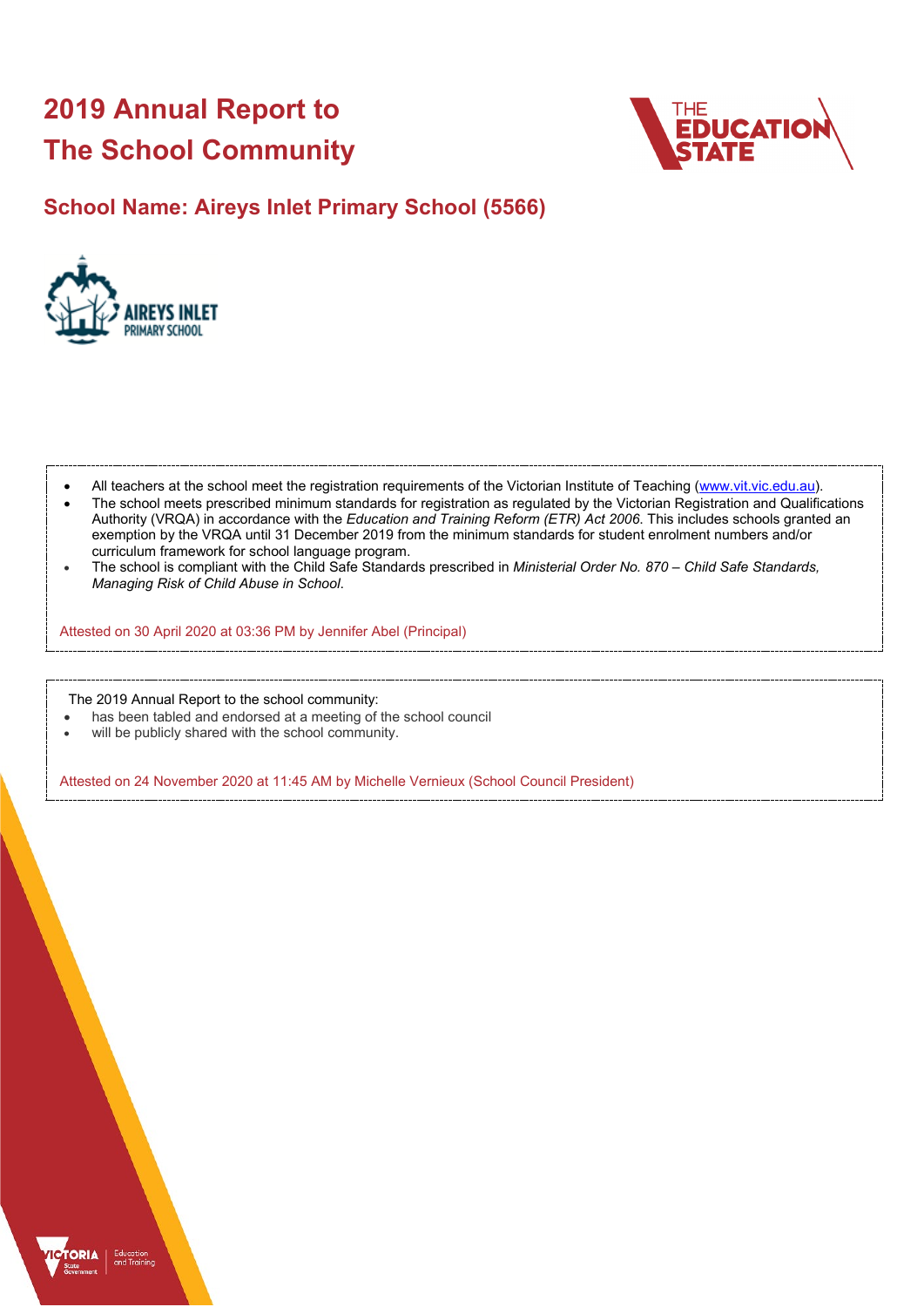# 2019 Annual Report to The School Community

## School Name: Aireys Inlet Primary School (5566)

- All teachers at the school meet the registration requirements of the Victorian Institute of Teaching (www.vit.vic.edu.au).
- The school meets prescribed minimum standards for registration as regulated by the Victorian Registration and Qualifications Authority (VRQA) in accordance with the *Education and Training Reform (ETR) Act 2006*. This includes schools granted an exemption by the VRQA until 31 December 2019 from the minimum standards for student enrolment numbers and/or curriculum framework for school language program.
- The school is compliant with the Child Safe Standards prescribed in *Ministerial Order No. 870 – Child Safe Standards, Managing Risk of Child Abuse in School*.

Attested on 30 April 2020 at 03:36 PM by Jennifer Abel (Principal)

The 2019 Annual Report to the school community:

- has been tabled and endorsed at a meeting of the school council
- will be publicly shared with the school community.

Attested on 24 November 2020 at 11:45 AM by Michelle Vernieux (School Council President)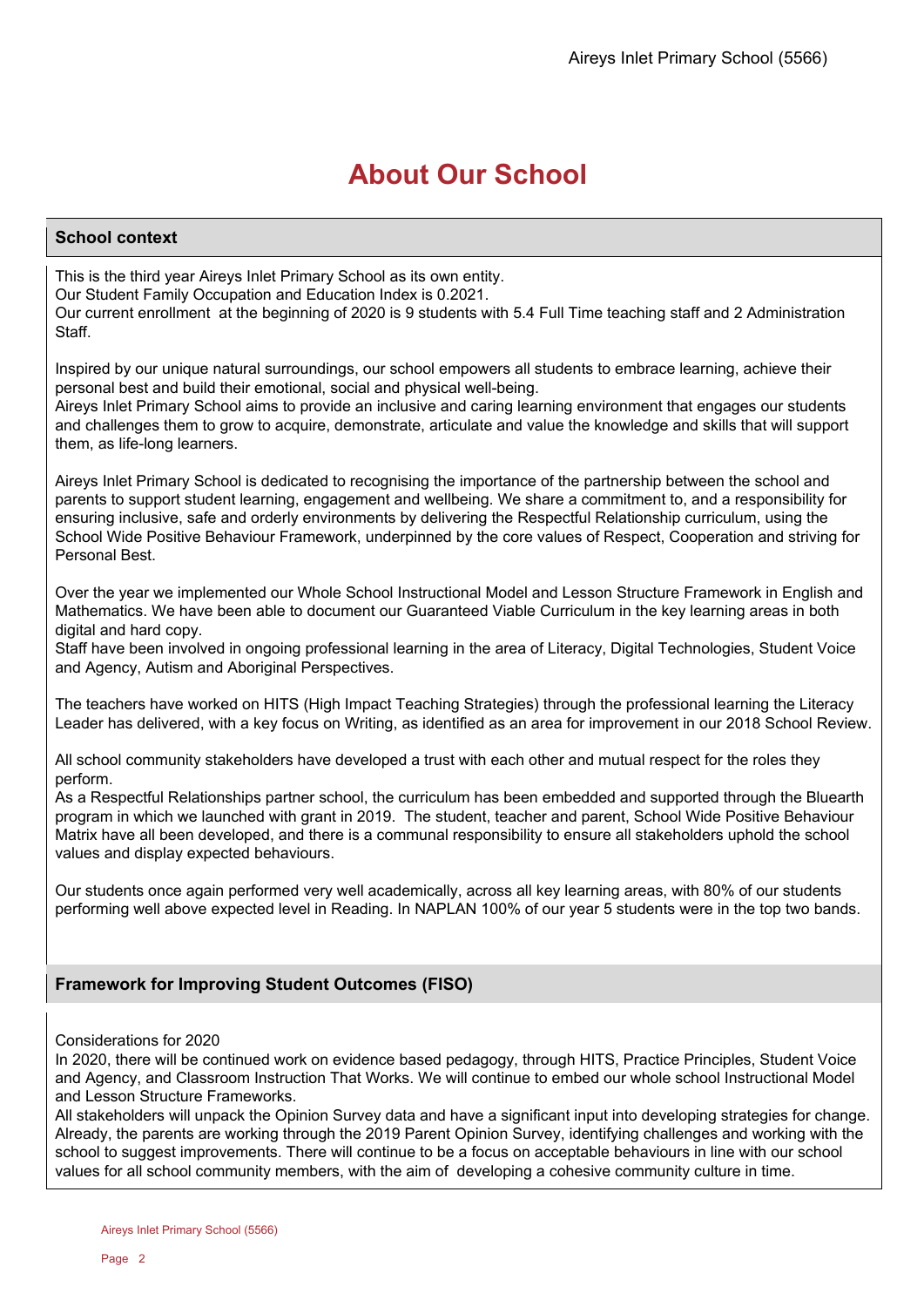# About Our School

## School context

This is the third year Aireys Inlet Primary School as its own entity.
Our Student Family Occupation and Education Index is 0.2021.
Our current enrollment at the beginning of 2020 is 9 students with 5.4 Full Time teaching staff and 2 Administration Staff.

Inspired by our unique natural surroundings, our school empowers all students to embrace learning, achieve their personal best and build their emotional, social and physical well-being.
Aireys Inlet Primary School aims to provide an inclusive and caring learning environment that engages our students and challenges them to grow to acquire, demonstrate, articulate and value the knowledge and skills that will support them, as life-long learners.

Aireys Inlet Primary School is dedicated to recognising the importance of the partnership between the school and parents to support student learning, engagement and wellbeing. We share a commitment to, and a responsibility for ensuring inclusive, safe and orderly environments by delivering the Respectful Relationship curriculum, using the School Wide Positive Behaviour Framework, underpinned by the core values of Respect, Cooperation and striving for Personal Best.

Over the year we implemented our Whole School Instructional Model and Lesson Structure Framework in English and Mathematics. We have been able to document our Guaranteed Viable Curriculum in the key learning areas in both digital and hard copy.
Staff have been involved in ongoing professional learning in the area of Literacy, Digital Technologies, Student Voice and Agency, Autism and Aboriginal Perspectives.

The teachers have worked on HITS (High Impact Teaching Strategies) through the professional learning the Literacy Leader has delivered, with a key focus on Writing, as identified as an area for improvement in our 2018 School Review.

All school community stakeholders have developed a trust with each other and mutual respect for the roles they perform.
As a Respectful Relationships partner school, the curriculum has been embedded and supported through the Bluearth program in which we launched with grant in 2019. The student, teacher and parent, School Wide Positive Behaviour Matrix have all been developed, and there is a communal responsibility to ensure all stakeholders uphold the school values and display expected behaviours.

Our students once again performed very well academically, across all key learning areas, with 80% of our students performing well above expected level in Reading. In NAPLAN 100% of our year 5 students were in the top two bands.

## Framework for Improving Student Outcomes (FISO)

Considerations for 2020
In 2020, there will be continued work on evidence based pedagogy, through HITS, Practice Principles, Student Voice and Agency, and Classroom Instruction That Works. We will continue to embed our whole school Instructional Model and Lesson Structure Frameworks.
All stakeholders will unpack the Opinion Survey data and have a significant input into developing strategies for change. Already, the parents are working through the 2019 Parent Opinion Survey, identifying challenges and working with the school to suggest improvements. There will continue to be a focus on acceptable behaviours in line with our school values for all school community members, with the aim of developing a cohesive community culture in time.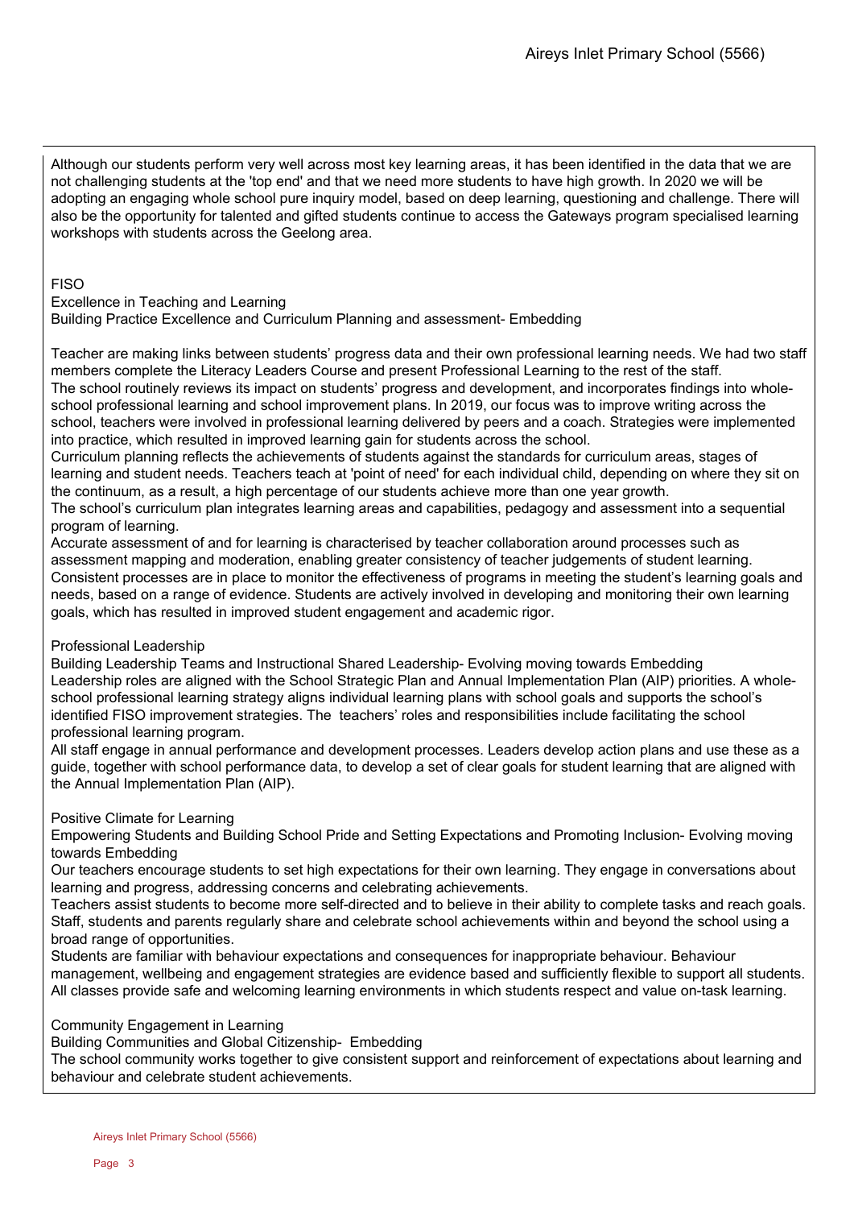Although our students perform very well across most key learning areas, it has been identified in the data that we are not challenging students at the 'top end' and that we need more students to have high growth. In 2020 we will be adopting an engaging whole school pure inquiry model, based on deep learning, questioning and challenge. There will also be the opportunity for talented and gifted students continue to access the Gateways program specialised learning workshops with students across the Geelong area.

FISO

Excellence in Teaching and Learning

Building Practice Excellence and Curriculum Planning and assessment- Embedding

Teacher are making links between students' progress data and their own professional learning needs. We had two staff members complete the Literacy Leaders Course and present Professional Learning to the rest of the staff.
The school routinely reviews its impact on students' progress and development, and incorporates findings into whole-school professional learning and school improvement plans. In 2019, our focus was to improve writing across the school, teachers were involved in professional learning delivered by peers and a coach. Strategies were implemented into practice, which resulted in improved learning gain for students across the school.
Curriculum planning reflects the achievements of students against the standards for curriculum areas, stages of learning and student needs. Teachers teach at 'point of need' for each individual child, depending on where they sit on the continuum, as a result, a high percentage of our students achieve more than one year growth.
The school's curriculum plan integrates learning areas and capabilities, pedagogy and assessment into a sequential program of learning.
Accurate assessment of and for learning is characterised by teacher collaboration around processes such as assessment mapping and moderation, enabling greater consistency of teacher judgements of student learning.
Consistent processes are in place to monitor the effectiveness of programs in meeting the student's learning goals and needs, based on a range of evidence. Students are actively involved in developing and monitoring their own learning goals, which has resulted in improved student engagement and academic rigor.

Professional Leadership

Building Leadership Teams and Instructional Shared Leadership- Evolving moving towards Embedding
Leadership roles are aligned with the School Strategic Plan and Annual Implementation Plan (AIP) priorities. A whole-school professional learning strategy aligns individual learning plans with school goals and supports the school's identified FISO improvement strategies. The teachers' roles and responsibilities include facilitating the school professional learning program.
All staff engage in annual performance and development processes. Leaders develop action plans and use these as a guide, together with school performance data, to develop a set of clear goals for student learning that are aligned with the Annual Implementation Plan (AIP).

Positive Climate for Learning

Empowering Students and Building School Pride and Setting Expectations and Promoting Inclusion- Evolving moving towards Embedding
Our teachers encourage students to set high expectations for their own learning. They engage in conversations about learning and progress, addressing concerns and celebrating achievements.
Teachers assist students to become more self-directed and to believe in their ability to complete tasks and reach goals.
Staff, students and parents regularly share and celebrate school achievements within and beyond the school using a broad range of opportunities.
Students are familiar with behaviour expectations and consequences for inappropriate behaviour. Behaviour management, wellbeing and engagement strategies are evidence based and sufficiently flexible to support all students.
All classes provide safe and welcoming learning environments in which students respect and value on-task learning.

Community Engagement in Learning

Building Communities and Global Citizenship- Embedding
The school community works together to give consistent support and reinforcement of expectations about learning and behaviour and celebrate student achievements.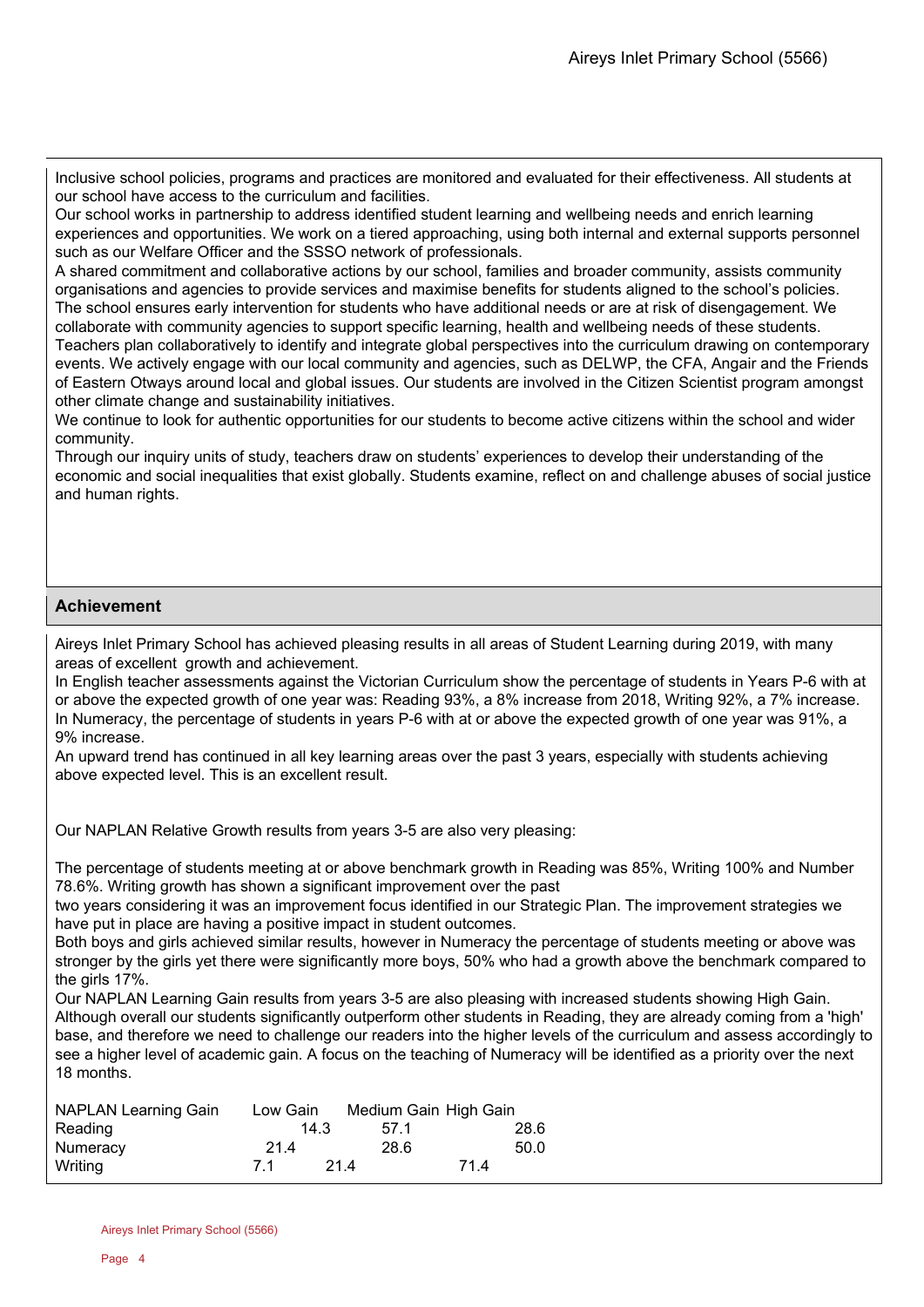Inclusive school policies, programs and practices are monitored and evaluated for their effectiveness. All students at our school have access to the curriculum and facilities.
Our school works in partnership to address identified student learning and wellbeing needs and enrich learning experiences and opportunities. We work on a tiered approaching, using both internal and external supports personnel such as our Welfare Officer and the SSSO network of professionals.
A shared commitment and collaborative actions by our school, families and broader community, assists community organisations and agencies to provide services and maximise benefits for students aligned to the school's policies.
The school ensures early intervention for students who have additional needs or are at risk of disengagement. We collaborate with community agencies to support specific learning, health and wellbeing needs of these students.
Teachers plan collaboratively to identify and integrate global perspectives into the curriculum drawing on contemporary events. We actively engage with our local community and agencies, such as DELWP, the CFA, Angair and the Friends of Eastern Otways around local and global issues. Our students are involved in the Citizen Scientist program amongst other climate change and sustainability initiatives.
We continue to look for authentic opportunities for our students to become active citizens within the school and wider community.
Through our inquiry units of study, teachers draw on students' experiences to develop their understanding of the economic and social inequalities that exist globally. Students examine, reflect on and challenge abuses of social justice and human rights.

## Achievement

Aireys Inlet Primary School has achieved pleasing results in all areas of Student Learning during 2019, with many areas of excellent growth and achievement.
In English teacher assessments against the Victorian Curriculum show the percentage of students in Years P-6 with at or above the expected growth of one year was: Reading 93%, a 8% increase from 2018, Writing 92%, a 7% increase.
In Numeracy, the percentage of students in years P-6 with at or above the expected growth of one year was 91%, a 9% increase.
An upward trend has continued in all key learning areas over the past 3 years, especially with students achieving above expected level. This is an excellent result.

Our NAPLAN Relative Growth results from years 3-5 are also very pleasing:

The percentage of students meeting at or above benchmark growth in Reading was 85%, Writing 100% and Number 78.6%. Writing growth has shown a significant improvement over the past
two years considering it was an improvement focus identified in our Strategic Plan. The improvement strategies we have put in place are having a positive impact in student outcomes.
Both boys and girls achieved similar results, however in Numeracy the percentage of students meeting or above was stronger by the girls yet there were significantly more boys, 50% who had a growth above the benchmark compared to the girls 17%.
Our NAPLAN Learning Gain results from years 3-5 are also pleasing with increased students showing High Gain.
Although overall our students significantly outperform other students in Reading, they are already coming from a 'high' base, and therefore we need to challenge our readers into the higher levels of the curriculum and assess accordingly to see a higher level of academic gain. A focus on the teaching of Numeracy will be identified as a priority over the next 18 months.

| NAPLAN Learning Gain | Low Gain | Medium Gain | High Gain |
|---|---|---|---|
| Reading | 14.3 | 57.1 | 28.6 |
| Numeracy | 21.4 | 28.6 | 50.0 |
| Writing | 7.1 | 21.4 | 71.4 |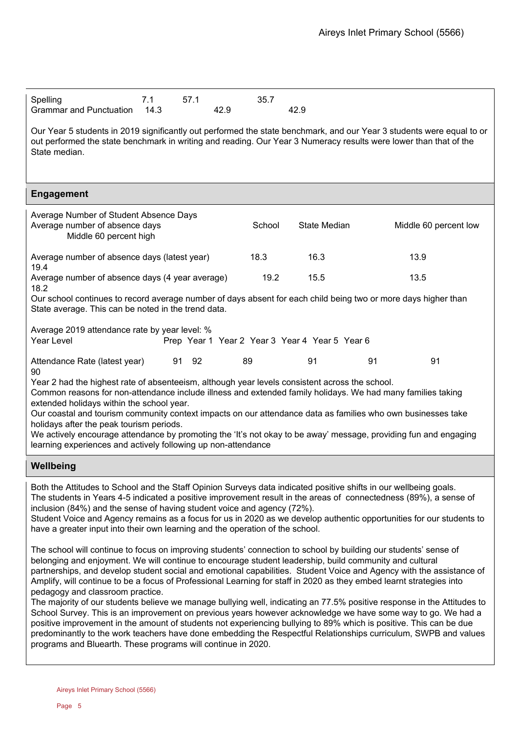| | | | |
|---|---|---|---|
| Spelling | 7.1 | 57.1 | 35.7 |
| Grammar and Punctuation | 14.3 | 42.9 | 42.9 |

Our Year 5 students in 2019 significantly out performed the state benchmark, and our Year 3 students were equal to or out performed the state benchmark in writing and reading. Our Year 3 Numeracy results were lower than that of the State median.

## Engagement

Average Number of Student Absence Days

| Average number of absence days | School | State Median | Middle 60 percent low | Middle 60 percent high |
|---|---|---|---|---|
| Average number of absence days (latest year) | 18.3 | 16.3 | 13.9 | 19.4 |
| Average number of absence days (4 year average) | 19.2 | 15.5 | 13.5 | 18.2 |

Our school continues to record average number of days absent for each child being two or more days higher than State average. This can be noted in the trend data.

Average 2019 attendance rate by year level: %

| Year Level | Prep | Year 1 | Year 2 | Year 3 | Year 4 | Year 5 | Year 6 |
|---|---|---|---|---|---|---|---|
| Attendance Rate (latest year) | 91 | 92 | 89 | 91 | 91 | 91 | 90 |

Year 2 had the highest rate of absenteeism, although year levels consistent across the school.
Common reasons for non-attendance include illness and extended family holidays. We had many families taking extended holidays within the school year.
Our coastal and tourism community context impacts on our attendance data as families who own businesses take holidays after the peak tourism periods.
We actively encourage attendance by promoting the 'It's not okay to be away' message, providing fun and engaging learning experiences and actively following up non-attendance

## Wellbeing

Both the Attitudes to School and the Staff Opinion Surveys data indicated positive shifts in our wellbeing goals.
The students in Years 4-5 indicated a positive improvement result in the areas of connectedness (89%), a sense of inclusion (84%) and the sense of having student voice and agency (72%).
Student Voice and Agency remains as a focus for us in 2020 as we develop authentic opportunities for our students to have a greater input into their own learning and the operation of the school.

The school will continue to focus on improving students' connection to school by building our students' sense of belonging and enjoyment. We will continue to encourage student leadership, build community and cultural partnerships, and develop student social and emotional capabilities. Student Voice and Agency with the assistance of Amplify, will continue to be a focus of Professional Learning for staff in 2020 as they embed learnt strategies into pedagogy and classroom practice.
The majority of our students believe we manage bullying well, indicating an 77.5% positive response in the Attitudes to School Survey. This is an improvement on previous years however acknowledge we have some way to go. We had a positive improvement in the amount of students not experiencing bullying to 89% which is positive. This can be due predominantly to the work teachers have done embedding the Respectful Relationships curriculum, SWPB and values programs and Bluearth. These programs will continue in 2020.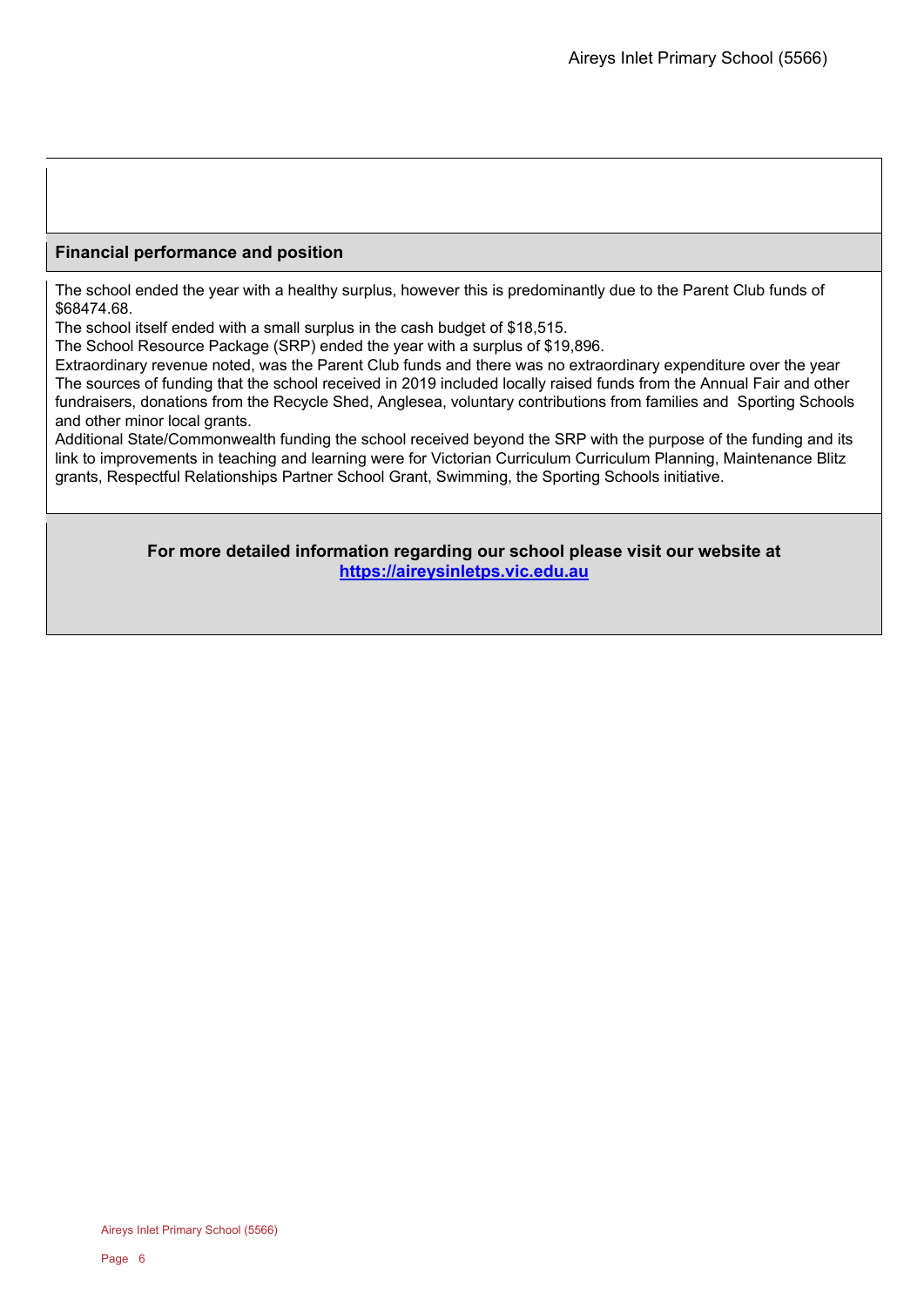## Financial performance and position

The school ended the year with a healthy surplus, however this is predominantly due to the Parent Club funds of $68474.68.
The school itself ended with a small surplus in the cash budget of $18,515.
The School Resource Package (SRP) ended the year with a surplus of $19,896.
Extraordinary revenue noted, was the Parent Club funds and there was no extraordinary expenditure over the year
The sources of funding that the school received in 2019 included locally raised funds from the Annual Fair and other fundraisers, donations from the Recycle Shed, Anglesea, voluntary contributions from families and Sporting Schools and other minor local grants.
Additional State/Commonwealth funding the school received beyond the SRP with the purpose of the funding and its link to improvements in teaching and learning were for Victorian Curriculum Curriculum Planning, Maintenance Blitz grants, Respectful Relationships Partner School Grant, Swimming, the Sporting Schools initiative.

**For more detailed information regarding our school please visit our website at [https://aireysinletps.vic.edu.au](https://aireysinletps.vic.edu.au)**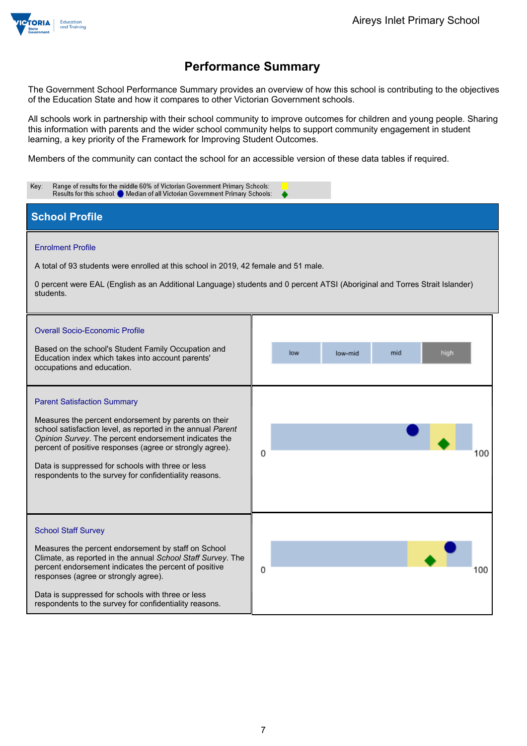# Performance Summary

The Government School Performance Summary provides an overview of how this school is contributing to the objectives of the Education State and how it compares to other Victorian Government schools.

All schools work in partnership with their school community to improve outcomes for children and young people. Sharing this information with parents and the wider school community helps to support community engagement in student learning, a key priority of the Framework for Improving Student Outcomes.

Members of the community can contact the school for an accessible version of these data tables if required.

Key: Range of results for the middle 60% of Victorian Government Primary Schools:
Results for this school: ● Median of all Victorian Government Primary Schools: ◆

## School Profile

### Enrolment Profile

A total of 93 students were enrolled at this school in 2019, 42 female and 51 male.

0 percent were EAL (English as an Additional Language) students and 0 percent ATSI (Aboriginal and Torres Strait Islander) students.

### Overall Socio-Economic Profile

Based on the school's Student Family Occupation and Education index which takes into account parents' occupations and education.

low | low-mid | mid | high

### Parent Satisfaction Summary

Measures the percent endorsement by parents on their school satisfaction level, as reported in the annual *Parent Opinion Survey*. The percent endorsement indicates the percent of positive responses (agree or strongly agree).

Data is suppressed for schools with three or less respondents to the survey for confidentiality reasons.

0 100

### School Staff Survey

Measures the percent endorsement by staff on School Climate, as reported in the annual *School Staff Survey*. The percent endorsement indicates the percent of positive responses (agree or strongly agree).

Data is suppressed for schools with three or less respondents to the survey for confidentiality reasons.

0 100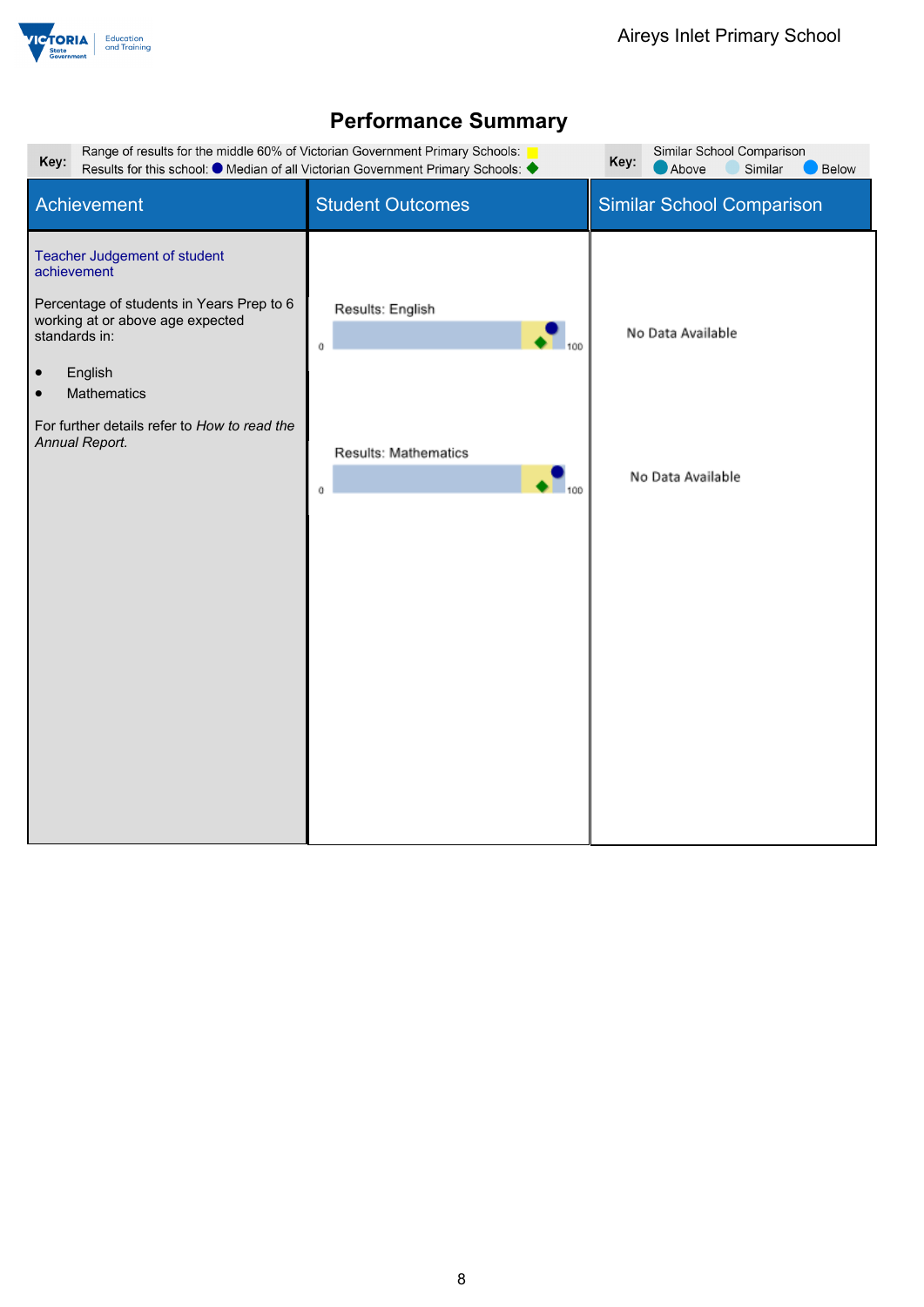# Performance Summary

| Key: | Range of results for the middle 60% of Victorian Government Primary Schools: ■<br>Results for this school: ● Median of all Victorian Government Primary Schools: ◆ | Key: | Similar School Comparison<br>● Above ● Similar ● Below |
|---|---|---|---|

| Achievement | Student Outcomes | Similar School Comparison |
|---|---|---|
| **Teacher Judgement of student achievement**<br><br>Percentage of students in Years Prep to 6 working at or above age expected standards in:<br><br>• English<br>• Mathematics<br><br>For further details refer to *How to read the Annual Report.* | Results: English (0–100)<br><br>Results: Mathematics (0–100) | No Data Available<br><br>No Data Available |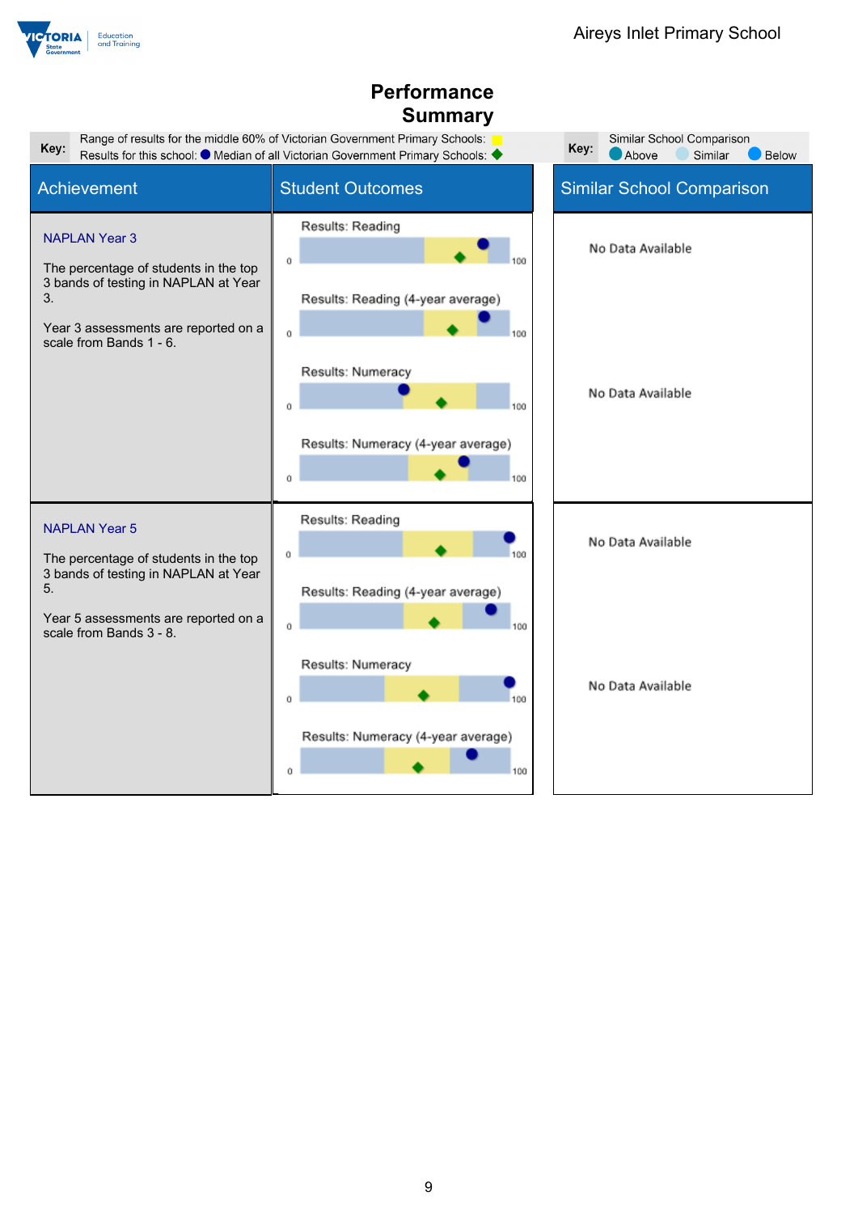# Performance Summary

**Key:** Range of results for the middle 60% of Victorian Government Primary Schools: (yellow)
Results for this school: ● Median of all Victorian Government Primary Schools: ◆

**Key:** Similar School Comparison
Above | Similar | Below

| Achievement | Student Outcomes | Similar School Comparison |
|---|---|---|
| **NAPLAN Year 3**<br><br>The percentage of students in the top 3 bands of testing in NAPLAN at Year 3.<br><br>Year 3 assessments are reported on a scale from Bands 1 - 6. | Results: Reading (0–100)<br><br>Results: Reading (4-year average) (0–100)<br><br>Results: Numeracy (0–100)<br><br>Results: Numeracy (4-year average) (0–100) | No Data Available<br><br>No Data Available |
| **NAPLAN Year 5**<br><br>The percentage of students in the top 3 bands of testing in NAPLAN at Year 5.<br><br>Year 5 assessments are reported on a scale from Bands 3 - 8. | Results: Reading (0–100)<br><br>Results: Reading (4-year average) (0–100)<br><br>Results: Numeracy (0–100)<br><br>Results: Numeracy (4-year average) (0–100) | No Data Available<br><br>No Data Available |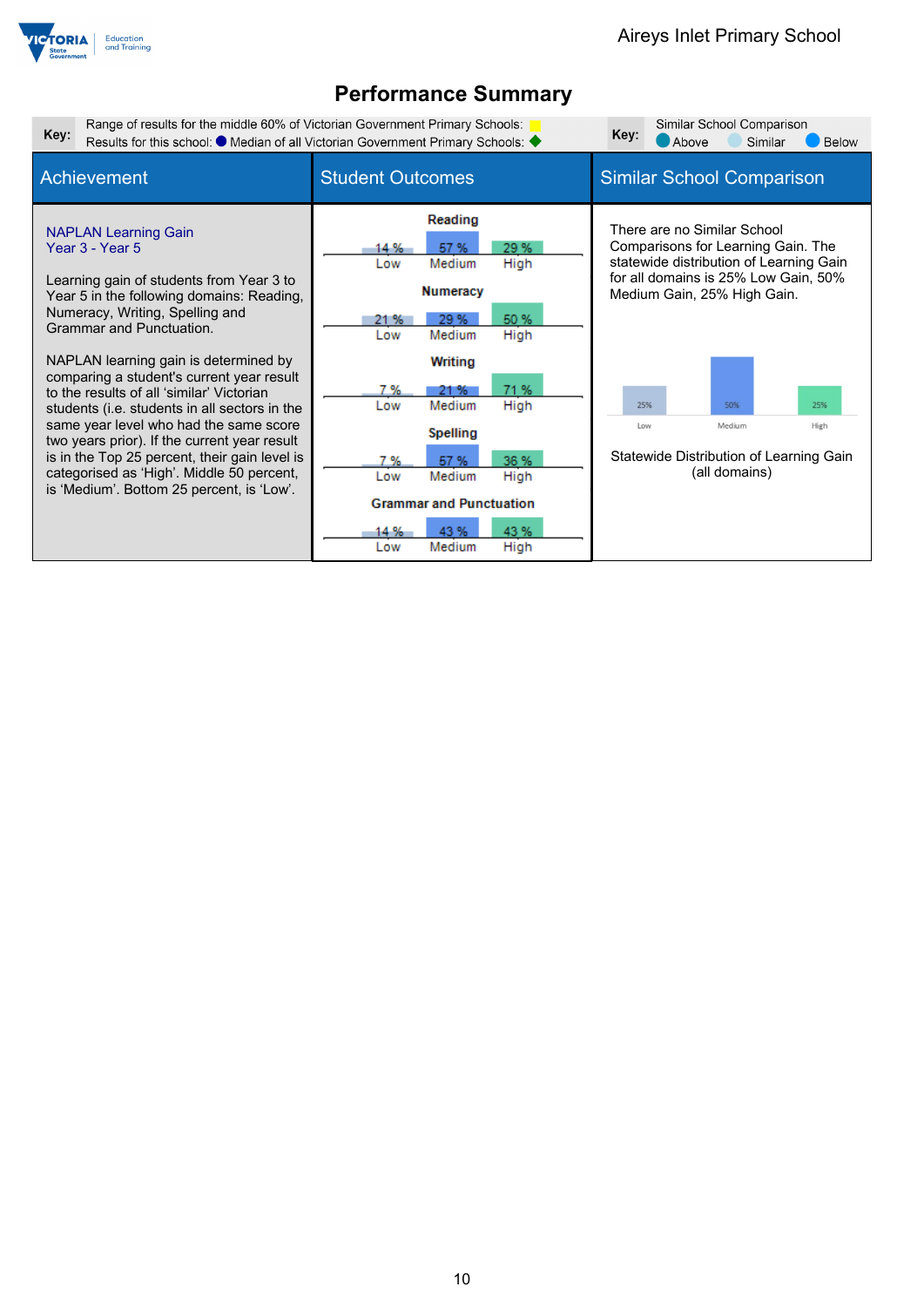# Performance Summary

**Key:** Range of results for the middle 60% of Victorian Government Primary Schools: (yellow)
Results for this school: ● Median of all Victorian Government Primary Schools: ◆

**Key:** Similar School Comparison
Above | Similar | Below

| Achievement | Student Outcomes | Similar School Comparison |
|---|---|---|
| **NAPLAN Learning Gain Year 3 - Year 5**<br><br>Learning gain of students from Year 3 to Year 5 in the following domains: Reading, Numeracy, Writing, Spelling and Grammar and Punctuation.<br><br>NAPLAN learning gain is determined by comparing a student's current year result to the results of all 'similar' Victorian students (i.e. students in all sectors in the same year level who had the same score two years prior). If the current year result is in the Top 25 percent, their gain level is categorised as 'High'. Middle 50 percent, is 'Medium'. Bottom 25 percent, is 'Low'. | **Reading**: Low 14 %, Medium 57 %, High 29 %<br>**Numeracy**: Low 21 %, Medium 29 %, High 50 %<br>**Writing**: Low 7 %, Medium 21 %, High 71 %<br>**Spelling**: Low 7 %, Medium 57 %, High 36 %<br>**Grammar and Punctuation**: Low 14 %, Medium 43 %, High 43 % | There are no Similar School Comparisons for Learning Gain. The statewide distribution of Learning Gain for all domains is 25% Low Gain, 50% Medium Gain, 25% High Gain.<br><br>Low 25%, Medium 50%, High 25%<br><br>Statewide Distribution of Learning Gain (all domains) |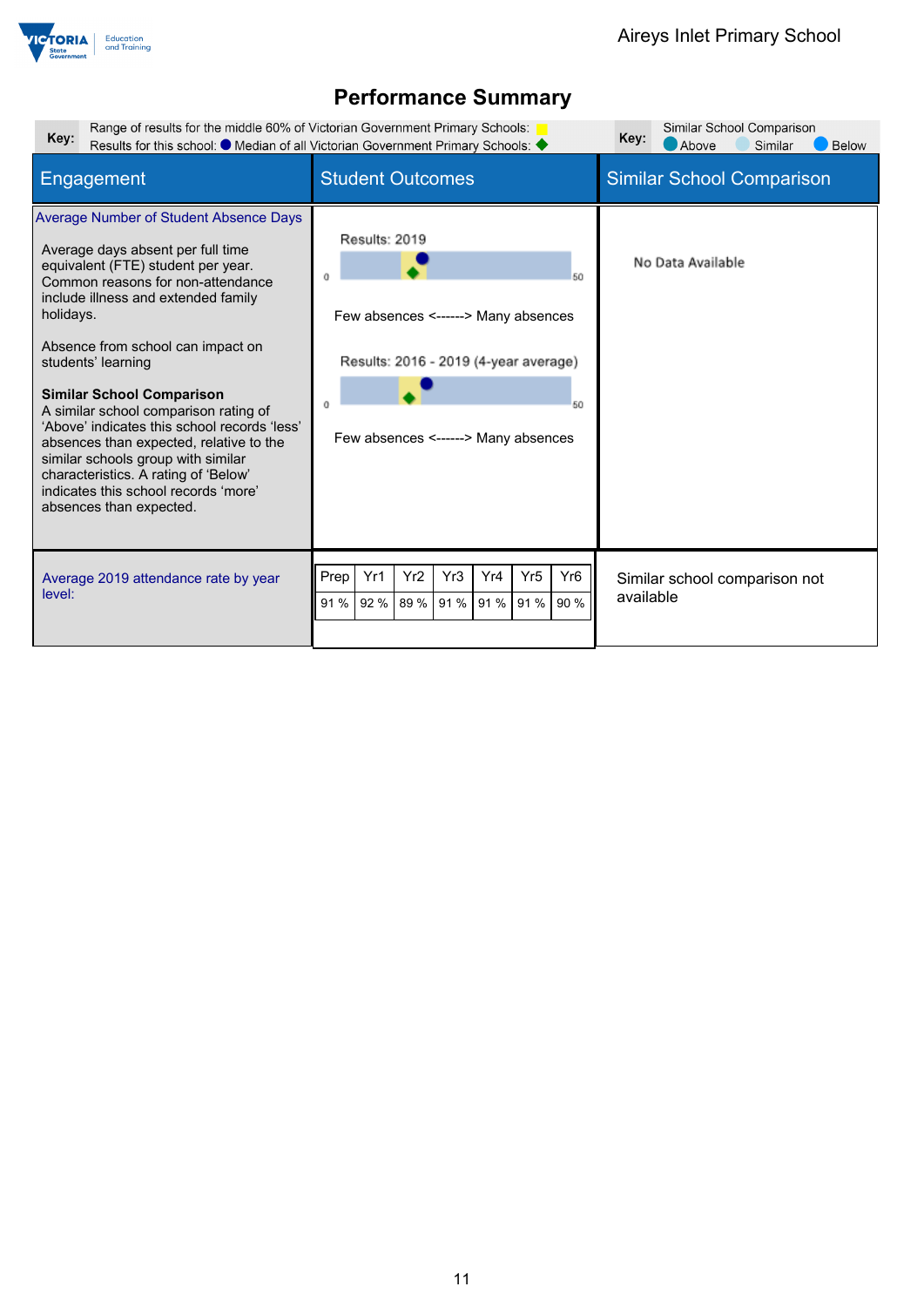## Performance Summary

**Key:** Range of results for the middle 60% of Victorian Government Primary Schools: (yellow) Results for this school: (blue dot) Median of all Victorian Government Primary Schools: (green diamond)

**Key:** Similar School Comparison: Above, Similar, Below

| Engagement | Student Outcomes | Similar School Comparison |
|---|---|---|
| **Average Number of Student Absence Days**<br><br>Average days absent per full time equivalent (FTE) student per year. Common reasons for non-attendance include illness and extended family holidays.<br><br>Absence from school can impact on students' learning<br><br>**Similar School Comparison**<br>A similar school comparison rating of 'Above' indicates this school records 'less' absences than expected, relative to the similar schools group with similar characteristics. A rating of 'Below' indicates this school records 'more' absences than expected. | Results: 2019<br>0 – 50<br>Few absences <------> Many absences<br><br>Results: 2016 - 2019 (4-year average)<br>0 – 50<br>Few absences <------> Many absences | No Data Available |
| Average 2019 attendance rate by year level: | Prep: 91 %, Yr1: 92 %, Yr2: 89 %, Yr3: 91 %, Yr4: 91 %, Yr5: 91 %, Yr6: 90 % | Similar school comparison not available |

| Prep | Yr1 | Yr2 | Yr3 | Yr4 | Yr5 | Yr6 |
|---|---|---|---|---|---|---|
| 91 % | 92 % | 89 % | 91 % | 91 % | 91 % | 90 % |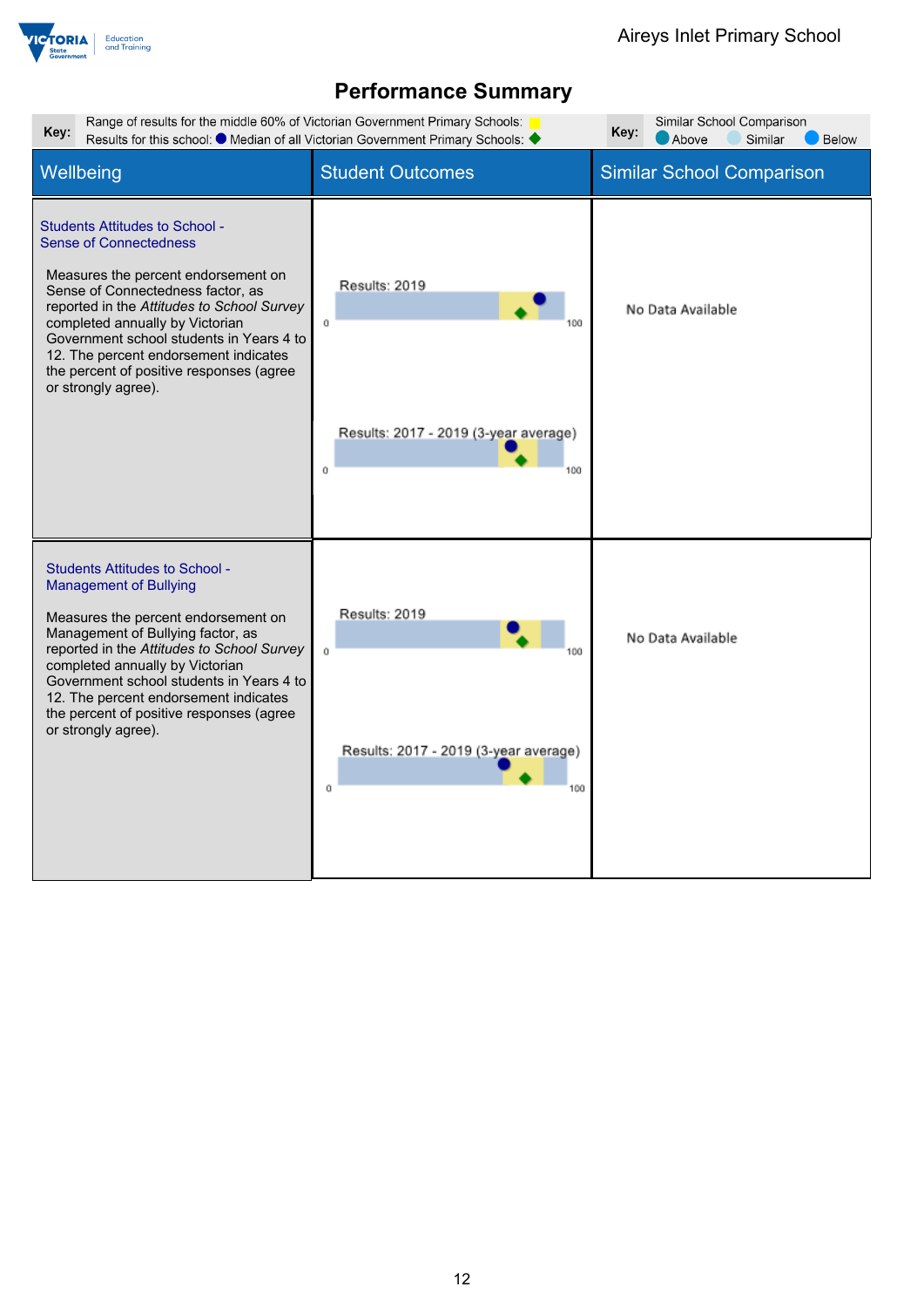## Performance Summary

| Key: | Range of results for the middle 60% of Victorian Government Primary Schools: (yellow) Results for this school: ● Median of all Victorian Government Primary Schools: ◆ | Key: | Similar School Comparison: Above, Similar, Below |
|---|---|---|---|

| Wellbeing | Student Outcomes | Similar School Comparison |
|---|---|---|
| **Students Attitudes to School - Sense of Connectedness**<br><br>Measures the percent endorsement on Sense of Connectedness factor, as reported in the *Attitudes to School Survey* completed annually by Victorian Government school students in Years 4 to 12. The percent endorsement indicates the percent of positive responses (agree or strongly agree). | Results: 2019 (0–100)<br><br>Results: 2017 - 2019 (3-year average) (0–100) | No Data Available |
| **Students Attitudes to School - Management of Bullying**<br><br>Measures the percent endorsement on Management of Bullying factor, as reported in the *Attitudes to School Survey* completed annually by Victorian Government school students in Years 4 to 12. The percent endorsement indicates the percent of positive responses (agree or strongly agree). | Results: 2019 (0–100)<br><br>Results: 2017 - 2019 (3-year average) (0–100) | No Data Available |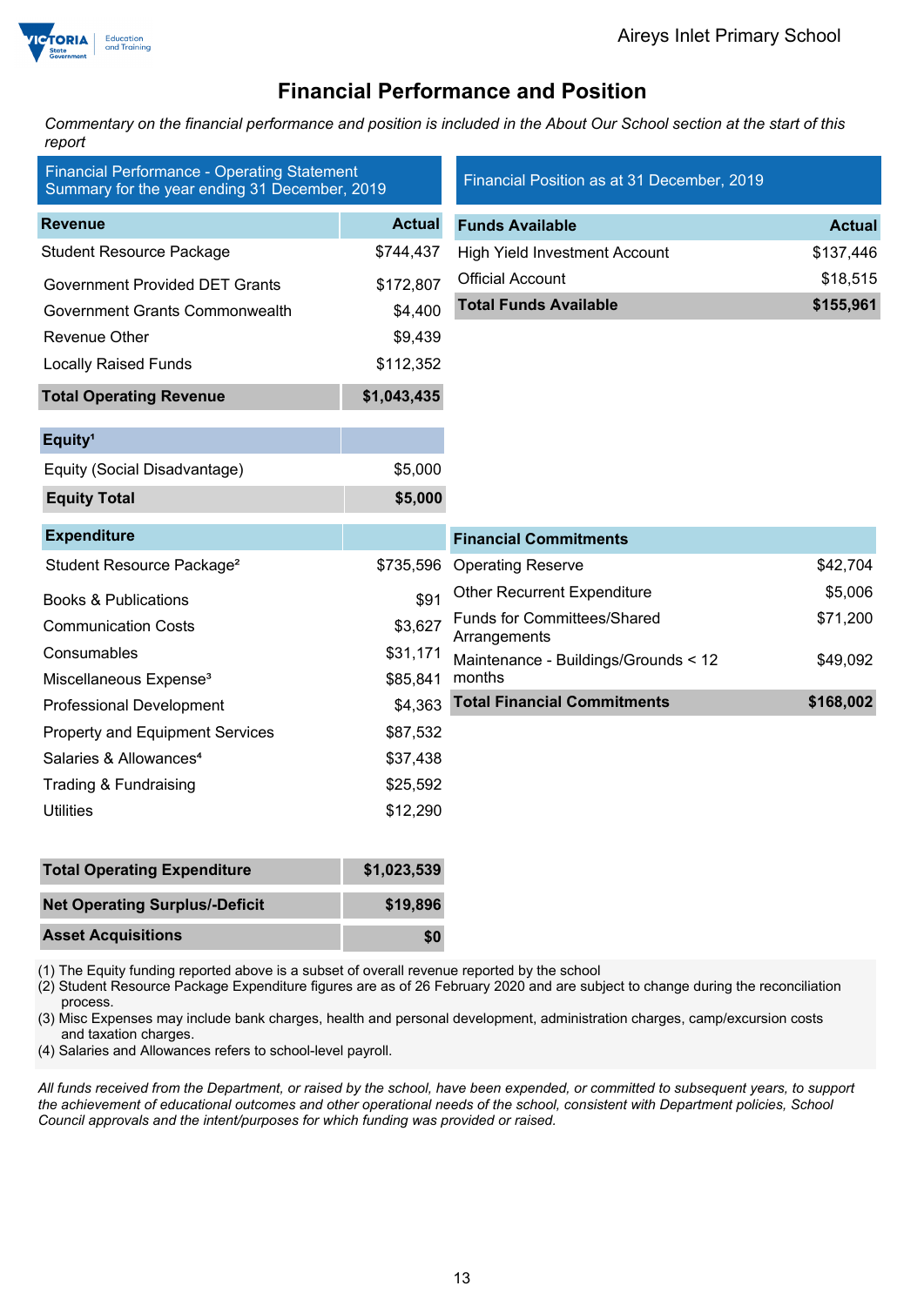# Financial Performance and Position

*Commentary on the financial performance and position is included in the About Our School section at the start of this report*

## Financial Performance - Operating Statement Summary for the year ending 31 December, 2019

| Revenue | Actual |
|---|---|
| Student Resource Package | $744,437 |
| Government Provided DET Grants | $172,807 |
| Government Grants Commonwealth | $4,400 |
| Revenue Other | $9,439 |
| Locally Raised Funds | $112,352 |
| **Total Operating Revenue** | **$1,043,435** |

| Equity[1] | |
|---|---|
| Equity (Social Disadvantage) | $5,000 |
| **Equity Total** | **$5,000** |

| Expenditure | |
|---|---|
| Student Resource Package[2] | $735,596 |
| Books & Publications | $91 |
| Communication Costs | $3,627 |
| Consumables | $31,171 |
| Miscellaneous Expense[3] | $85,841 |
| Professional Development | $4,363 |
| Property and Equipment Services | $87,532 |
| Salaries & Allowances[4] | $37,438 |
| Trading & Fundraising | $25,592 |
| Utilities | $12,290 |
| **Total Operating Expenditure** | **$1,023,539** |
| **Net Operating Surplus/-Deficit** | **$19,896** |
| **Asset Acquisitions** | **$0** |

## Financial Position as at 31 December, 2019

| Funds Available | Actual |
|---|---|
| High Yield Investment Account | $137,446 |
| Official Account | $18,515 |
| **Total Funds Available** | **$155,961** |

| Financial Commitments | |
|---|---|
| Operating Reserve | $42,704 |
| Other Recurrent Expenditure | $5,006 |
| Funds for Committees/Shared Arrangements | $71,200 |
| Maintenance - Buildings/Grounds < 12 months | $49,092 |
| **Total Financial Commitments** | **$168,002** |

(1) The Equity funding reported above is a subset of overall revenue reported by the school
(2) Student Resource Package Expenditure figures are as of 26 February 2020 and are subject to change during the reconciliation process.
(3) Misc Expenses may include bank charges, health and personal development, administration charges, camp/excursion costs and taxation charges.
(4) Salaries and Allowances refers to school-level payroll.

*All funds received from the Department, or raised by the school, have been expended, or committed to subsequent years, to support the achievement of educational outcomes and other operational needs of the school, consistent with Department policies, School Council approvals and the intent/purposes for which funding was provided or raised.*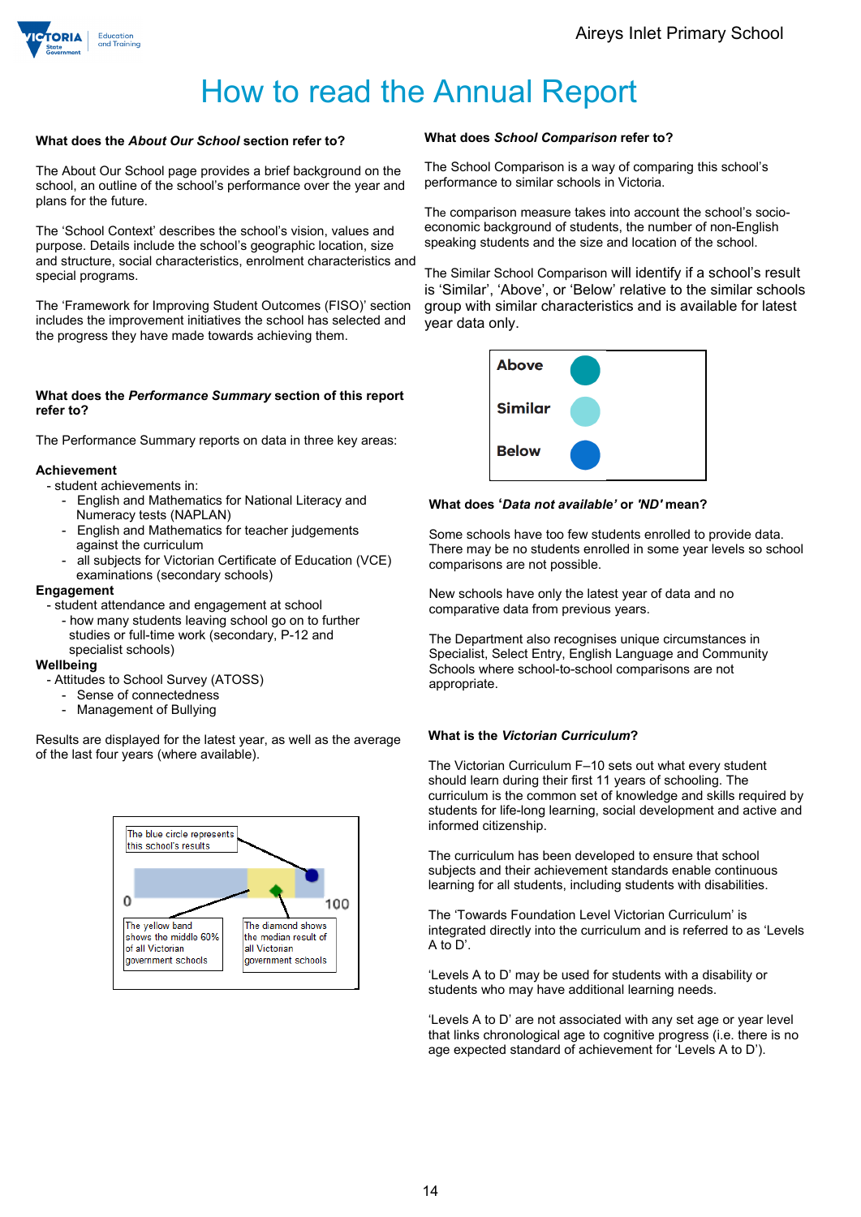# How to read the Annual Report

### What does the *About Our School* section refer to?

The About Our School page provides a brief background on the school, an outline of the school's performance over the year and plans for the future.

The 'School Context' describes the school's vision, values and purpose. Details include the school's geographic location, size and structure, social characteristics, enrolment characteristics and special programs.

The 'Framework for Improving Student Outcomes (FISO)' section includes the improvement initiatives the school has selected and the progress they have made towards achieving them.

### What does the *Performance Summary* section of this report refer to?

The Performance Summary reports on data in three key areas:

**Achievement**

- student achievements in:
  - English and Mathematics for National Literacy and Numeracy tests (NAPLAN)
  - English and Mathematics for teacher judgements against the curriculum
  - all subjects for Victorian Certificate of Education (VCE) examinations (secondary schools)

**Engagement**

- student attendance and engagement at school
  - how many students leaving school go on to further studies or full-time work (secondary, P-12 and specialist schools)

**Wellbeing**

- Attitudes to School Survey (ATOSS)
  - Sense of connectedness
  - Management of Bullying

Results are displayed for the latest year, as well as the average of the last four years (where available).

The blue circle represents this school's results

0

100

The yellow band shows the middle 60% of all Victorian government schools

The diamond shows the median result of all Victorian government schools

### What does *School Comparison* refer to?

The School Comparison is a way of comparing this school's performance to similar schools in Victoria.

The comparison measure takes into account the school's socio-economic background of students, the number of non-English speaking students and the size and location of the school.

The Similar School Comparison will identify if a school's result is 'Similar', 'Above', or 'Below' relative to the similar schools group with similar characteristics and is available for latest year data only.

Above

Similar

Below

### What does '*Data not available*' or '*ND*' mean?

Some schools have too few students enrolled to provide data. There may be no students enrolled in some year levels so school comparisons are not possible.

New schools have only the latest year of data and no comparative data from previous years.

The Department also recognises unique circumstances in Specialist, Select Entry, English Language and Community Schools where school-to-school comparisons are not appropriate.

### What is the *Victorian Curriculum*?

The Victorian Curriculum F–10 sets out what every student should learn during their first 11 years of schooling. The curriculum is the common set of knowledge and skills required by students for life-long learning, social development and active and informed citizenship.

The curriculum has been developed to ensure that school subjects and their achievement standards enable continuous learning for all students, including students with disabilities.

The 'Towards Foundation Level Victorian Curriculum' is integrated directly into the curriculum and is referred to as 'Levels A to D'.

'Levels A to D' may be used for students with a disability or students who may have additional learning needs.

'Levels A to D' are not associated with any set age or year level that links chronological age to cognitive progress (i.e. there is no age expected standard of achievement for 'Levels A to D').